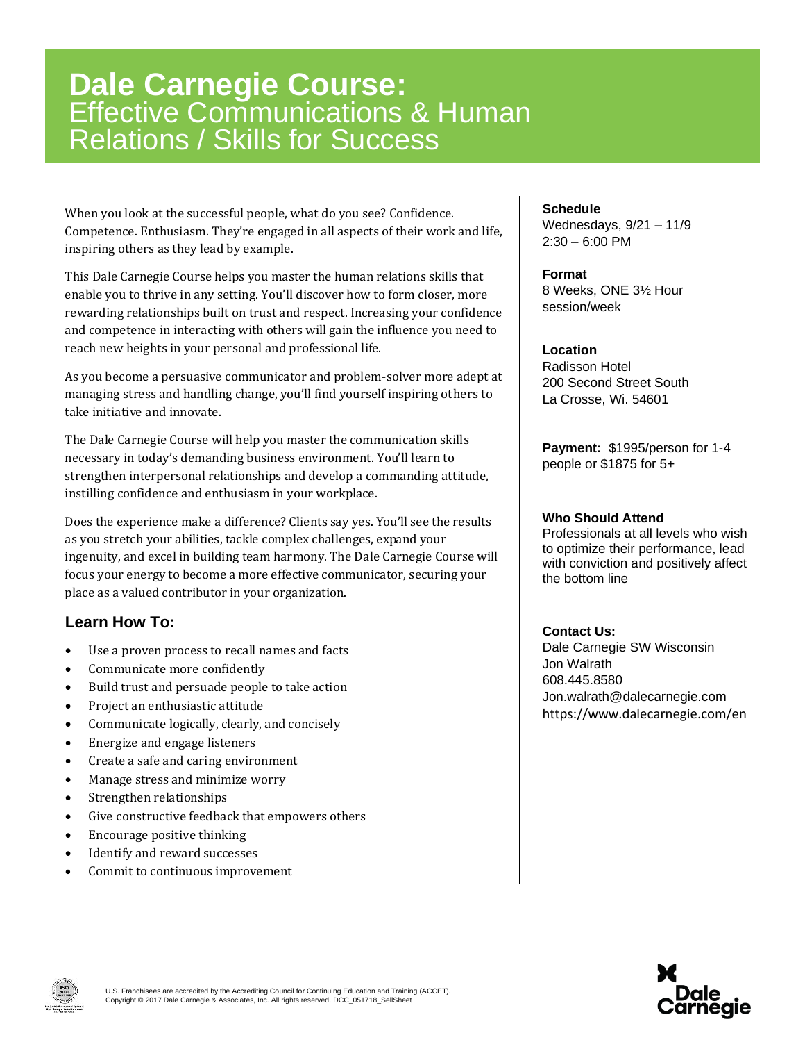# Dale Carnegie Course: Effective Communications & Human Relations / Skills for Success

When you look at the successful people, what do you see? Confidence. Competence. Enthusiasm. They're engaged in all aspects of their work and life, inspiring others as they lead by example.

This Dale Carnegie Course helps you master the human relations skills that enable you to thrive in any setting. You'll discover how to form closer, more rewarding relationships built on trust and respect. Increasing your confidence and competence in interacting with others will gain the influence you need to reach new heights in your personal and professional life.

As you become a persuasive communicator and problem-solver more adept at managing stress and handling change, you'll find yourself inspiring others to take initiative and innovate.

The Dale Carnegie Course will help you master the communication skills necessary in today's demanding business environment. You'll learn to strengthen interpersonal relationships and develop a commanding attitude, instilling confidence and enthusiasm in your workplace.

Does the experience make a difference? Clients say yes. You'll see the results as you stretch your abilities, tackle complex challenges, expand your ingenuity, and excel in building team harmony. The Dale Carnegie Course will focus your energy to become a more effective communicator, securing your place as a valued contributor in your organization.

## Learn How To:

- Use a proven process to recall names and facts
- Communicate more confidently
- Build trust and persuade people to take action
- Project an enthusiastic attitude
- Communicate logically, clearly, and concisely
- Energize and engage listeners
- Create a safe and caring environment
- Manage stress and minimize worry
- Strengthen relationships
- Give constructive feedback that empowers others
- Encourage positive thinking
- Identify and reward successes
- Commit to continuous improvement

**Schedule**
Wednesdays, 9/21 – 11/9
2:30 – 6:00 PM

**Format**
8 Weeks, ONE 3½ Hour session/week

**Location**
Radisson Hotel
200 Second Street South
La Crosse, Wi. 54601

**Payment:** $1995/person for 1-4 people or $1875 for 5+

**Who Should Attend**
Professionals at all levels who wish to optimize their performance, lead with conviction and positively affect the bottom line

**Contact Us:**
Dale Carnegie SW Wisconsin
Jon Walrath
608.445.8580
Jon.walrath@dalecarnegie.com
https://www.dalecarnegie.com/en

U.S. Franchisees are accredited by the Accrediting Council for Continuing Education and Training (ACCET).
Copyright © 2017 Dale Carnegie & Associates, Inc. All rights reserved. DCC_051718_SellSheet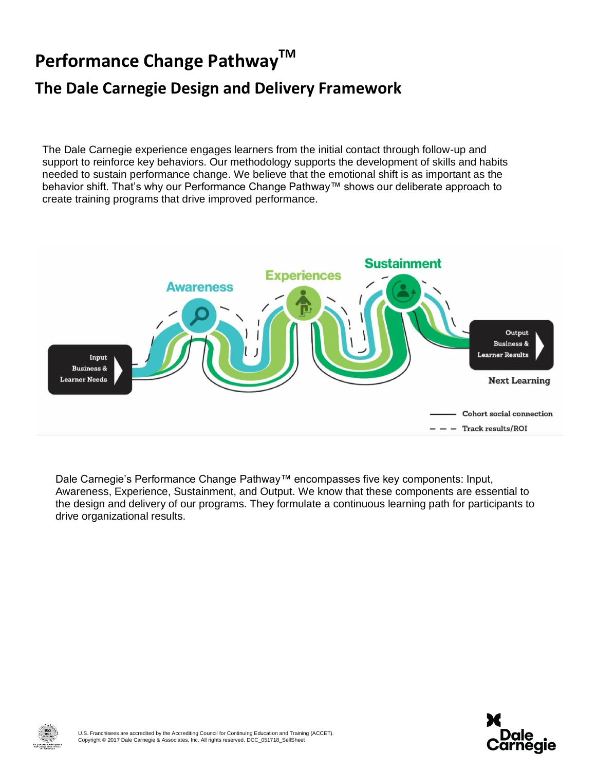# Performance Change Pathway™

## The Dale Carnegie Design and Delivery Framework

The Dale Carnegie experience engages learners from the initial contact through follow-up and support to reinforce key behaviors. Our methodology supports the development of skills and habits needed to sustain performance change. We believe that the emotional shift is as important as the behavior shift. That's why our Performance Change Pathway™ shows our deliberate approach to create training programs that drive improved performance.

Input
Business &
Learner Needs

Awareness

Experiences

Sustainment

Output
Business &
Learner Results

Next Learning

Cohort social connection

Track results/ROI

Dale Carnegie's Performance Change Pathway™ encompasses five key components: Input, Awareness, Experience, Sustainment, and Output. We know that these components are essential to the design and delivery of our programs. They formulate a continuous learning path for participants to drive organizational results.

U.S. Franchisees are accredited by the Accrediting Council for Continuing Education and Training (ACCET).
Copyright © 2017 Dale Carnegie & Associates, Inc. All rights reserved. DCC_051718_SellSheet